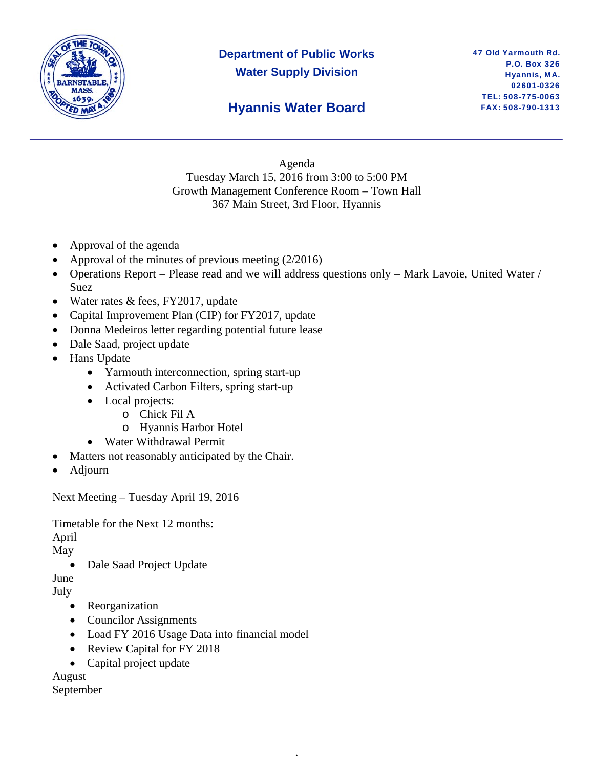**Department of Public Works**
**Water Supply Division**

## Hyannis Water Board

47 Old Yarmouth Rd.
P.O. Box 326
Hyannis, MA.
02601-0326
TEL: 508-775-0063
FAX: 508-790-1313

---

Agenda
Tuesday March 15, 2016 from 3:00 to 5:00 PM
Growth Management Conference Room – Town Hall
367 Main Street, 3rd Floor, Hyannis

- Approval of the agenda
- Approval of the minutes of previous meeting (2/2016)
- Operations Report – Please read and we will address questions only – Mark Lavoie, United Water / Suez
- Water rates & fees, FY2017, update
- Capital Improvement Plan (CIP) for FY2017, update
- Donna Medeiros letter regarding potential future lease
- Dale Saad, project update
- Hans Update
    - Yarmouth interconnection, spring start-up
    - Activated Carbon Filters, spring start-up
    - Local projects:
        - Chick Fil A
        - Hyannis Harbor Hotel
    - Water Withdrawal Permit
- Matters not reasonably anticipated by the Chair.
- Adjourn

Next Meeting – Tuesday April 19, 2016

Timetable for the Next 12 months:

April

May

- Dale Saad Project Update

June

July

- Reorganization
- Councilor Assignments
- Load FY 2016 Usage Data into financial model
- Review Capital for FY 2018
- Capital project update

August

September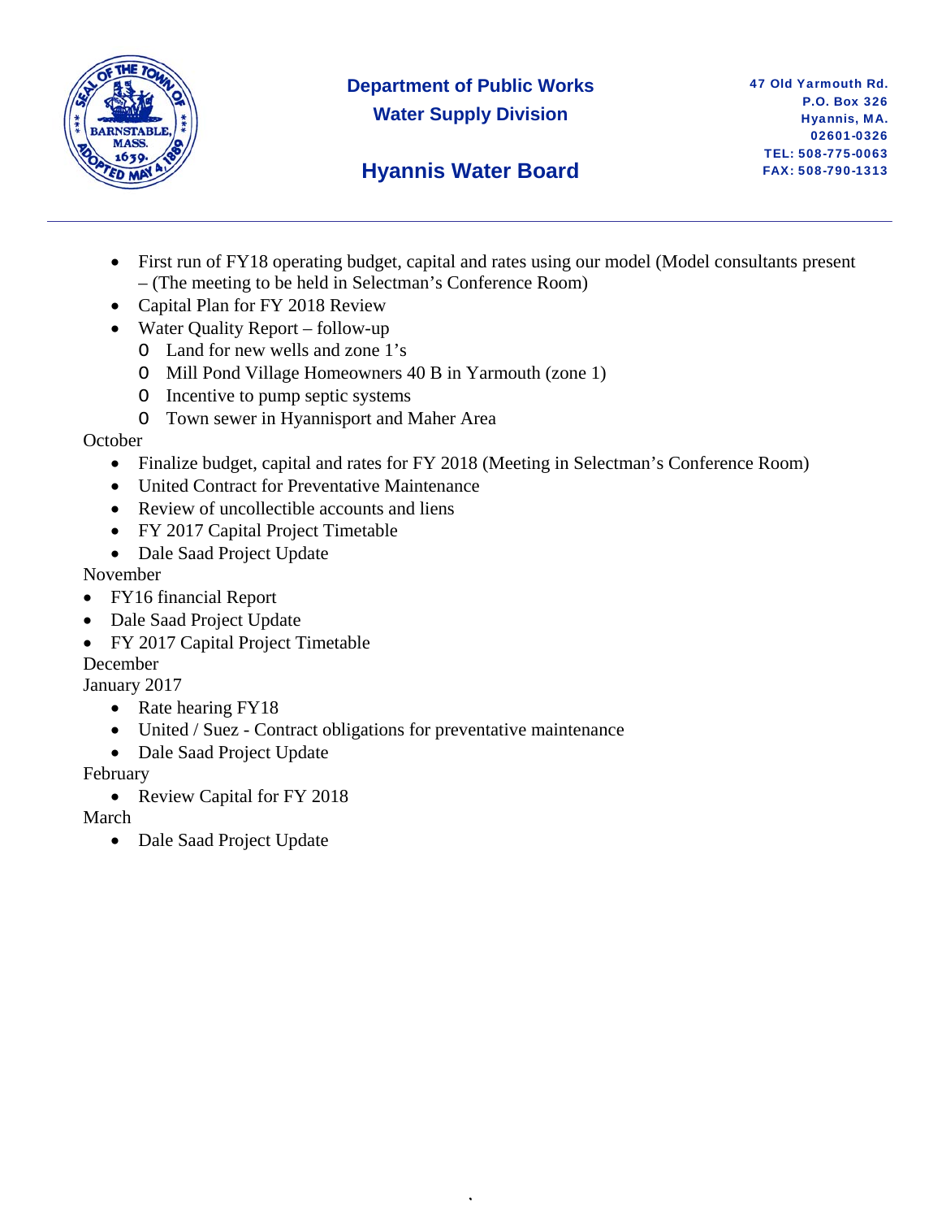**Department of Public Works**
**Water Supply Division**

**Hyannis Water Board**

47 Old Yarmouth Rd.
P.O. Box 326
Hyannis, MA.
02601-0326
TEL: 508-775-0063
FAX: 508-790-1313

- First run of FY18 operating budget, capital and rates using our model (Model consultants present – (The meeting to be held in Selectman's Conference Room)
- Capital Plan for FY 2018 Review
- Water Quality Report – follow-up
  - Land for new wells and zone 1's
  - Mill Pond Village Homeowners 40 B in Yarmouth (zone 1)
  - Incentive to pump septic systems
  - Town sewer in Hyannisport and Maher Area

October

- Finalize budget, capital and rates for FY 2018 (Meeting in Selectman's Conference Room)
- United Contract for Preventative Maintenance
- Review of uncollectible accounts and liens
- FY 2017 Capital Project Timetable
- Dale Saad Project Update

November

- FY16 financial Report
- Dale Saad Project Update
- FY 2017 Capital Project Timetable

December

January 2017

- Rate hearing FY18
- United / Suez - Contract obligations for preventative maintenance
- Dale Saad Project Update

February

- Review Capital for FY 2018

March

- Dale Saad Project Update